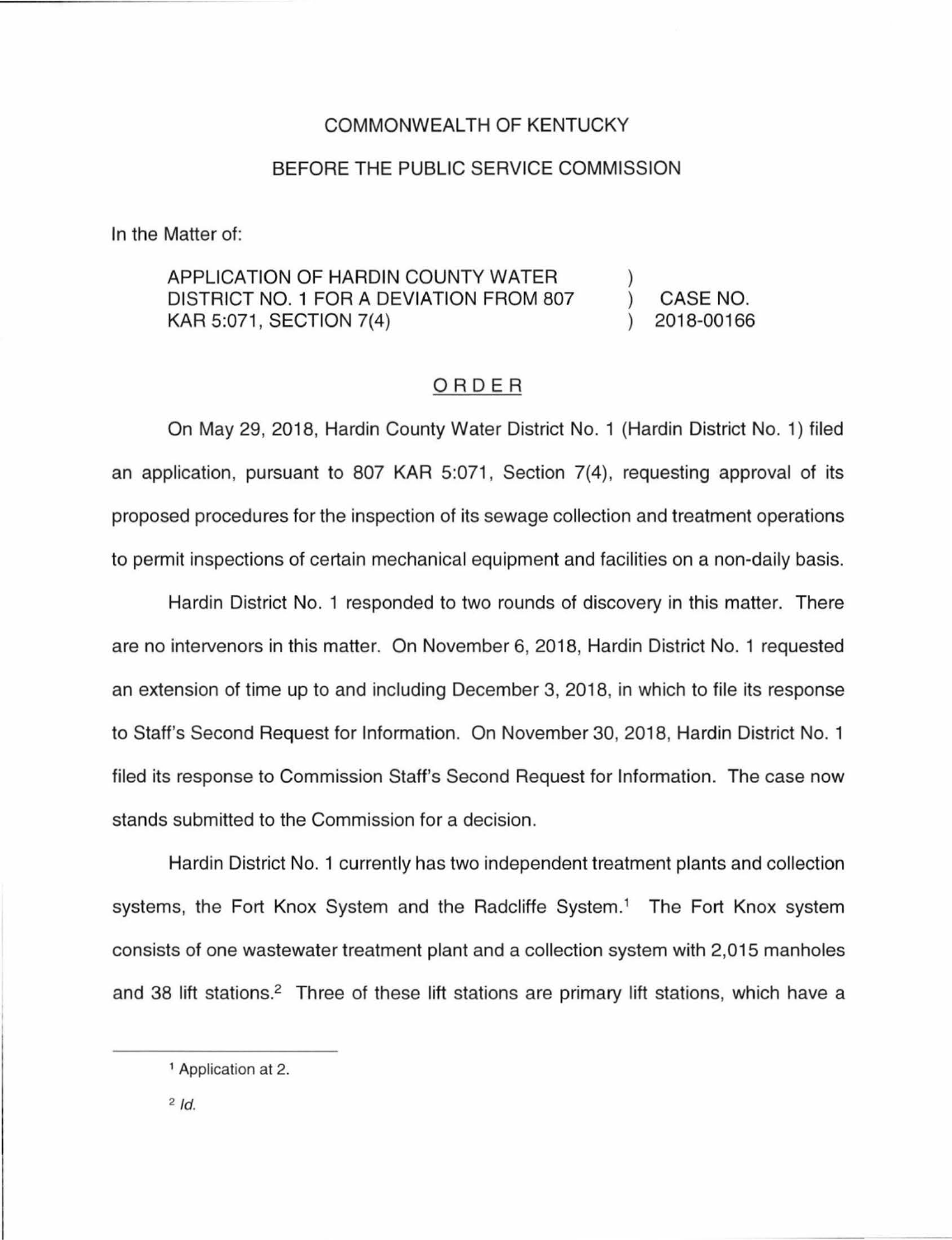COMMONWEALTH OF KENTUCKY

BEFORE THE PUBLIC SERVICE COMMISSION

In the Matter of:

| | | |
|---|---|---|
| APPLICATION OF HARDIN COUNTY WATER DISTRICT NO. 1 FOR A DEVIATION FROM 807 KAR 5:071, SECTION 7(4) | ) ) ) | CASE NO. 2018-00166 |

# ORDER

On May 29, 2018, Hardin County Water District No. 1 (Hardin District No. 1) filed an application, pursuant to 807 KAR 5:071, Section 7(4), requesting approval of its proposed procedures for the inspection of its sewage collection and treatment operations to permit inspections of certain mechanical equipment and facilities on a non-daily basis.

Hardin District No. 1 responded to two rounds of discovery in this matter. There are no intervenors in this matter. On November 6, 2018, Hardin District No. 1 requested an extension of time up to and including December 3, 2018, in which to file its response to Staff's Second Request for Information. On November 30, 2018, Hardin District No. 1 filed its response to Commission Staff's Second Request for Information. The case now stands submitted to the Commission for a decision.

Hardin District No. 1 currently has two independent treatment plants and collection systems, the Fort Knox System and the Radcliffe System.[1] The Fort Knox system consists of one wastewater treatment plant and a collection system with 2,015 manholes and 38 lift stations.[2] Three of these lift stations are primary lift stations, which have a

---

[1] Application at 2.

[2] *Id.*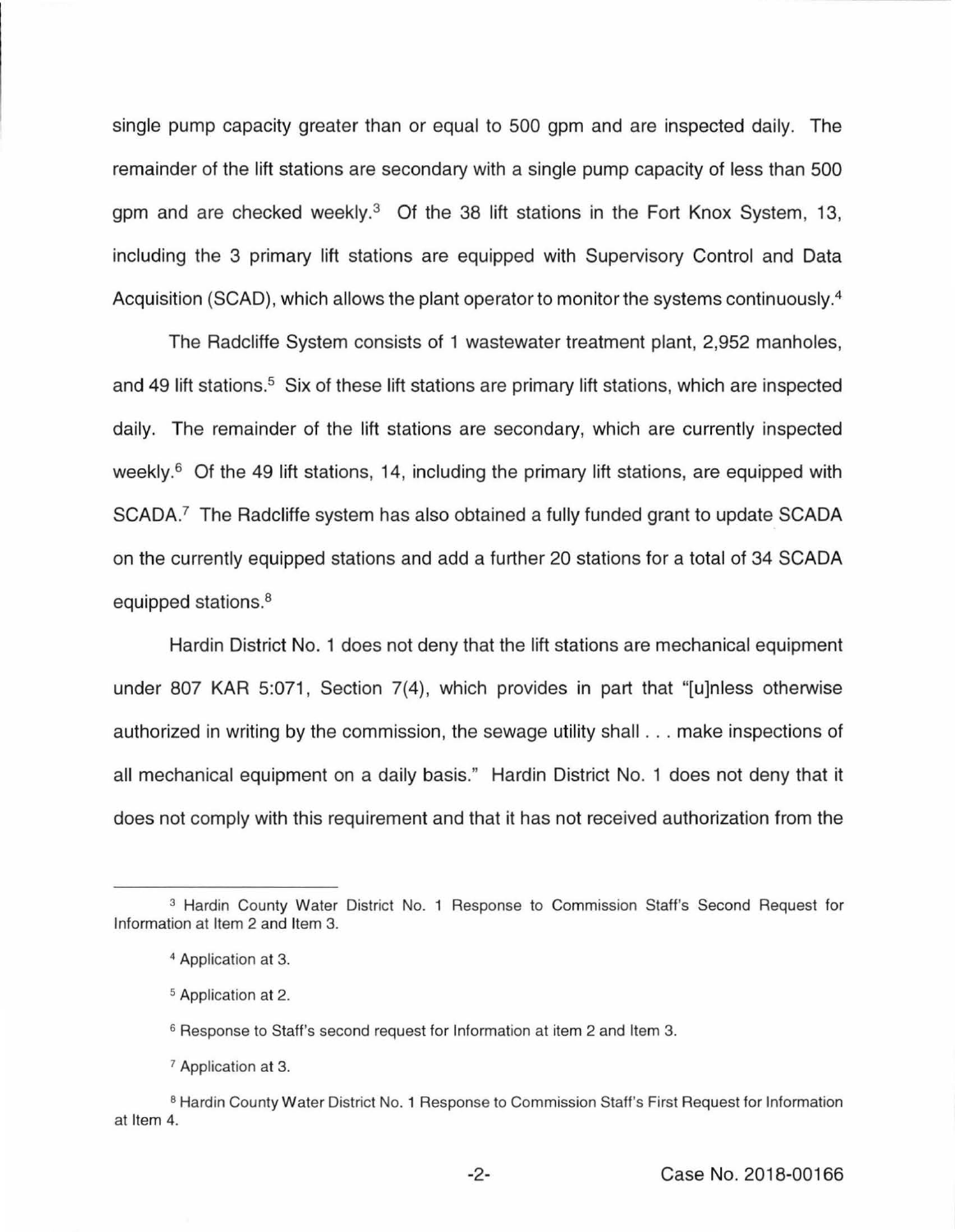single pump capacity greater than or equal to 500 gpm and are inspected daily. The remainder of the lift stations are secondary with a single pump capacity of less than 500 gpm and are checked weekly.[3] Of the 38 lift stations in the Fort Knox System, 13, including the 3 primary lift stations are equipped with Supervisory Control and Data Acquisition (SCAD), which allows the plant operator to monitor the systems continuously.[4]

The Radcliffe System consists of 1 wastewater treatment plant, 2,952 manholes, and 49 lift stations.[5] Six of these lift stations are primary lift stations, which are inspected daily. The remainder of the lift stations are secondary, which are currently inspected weekly.[6] Of the 49 lift stations, 14, including the primary lift stations, are equipped with SCADA.[7] The Radcliffe system has also obtained a fully funded grant to update SCADA on the currently equipped stations and add a further 20 stations for a total of 34 SCADA equipped stations.[8]

Hardin District No. 1 does not deny that the lift stations are mechanical equipment under 807 KAR 5:071, Section 7(4), which provides in part that "[u]nless otherwise authorized in writing by the commission, the sewage utility shall . . . make inspections of all mechanical equipment on a daily basis." Hardin District No. 1 does not deny that it does not comply with this requirement and that it has not received authorization from the

---

[3] Hardin County Water District No. 1 Response to Commission Staff's Second Request for Information at Item 2 and Item 3.

[4] Application at 3.

[5] Application at 2.

[6] Response to Staff's second request for Information at item 2 and Item 3.

[7] Application at 3.

[8] Hardin County Water District No. 1 Response to Commission Staff's First Request for Information at Item 4.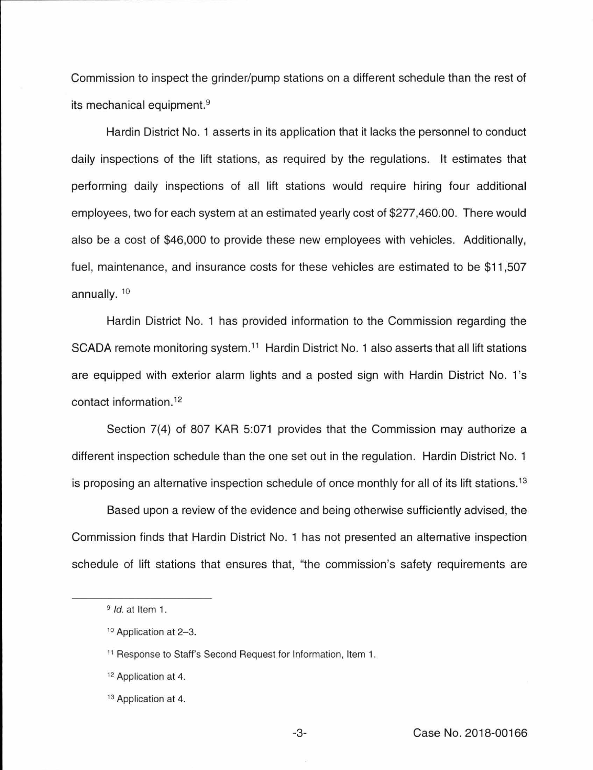Commission to inspect the grinder/pump stations on a different schedule than the rest of its mechanical equipment.[9]

Hardin District No. 1 asserts in its application that it lacks the personnel to conduct daily inspections of the lift stations, as required by the regulations. It estimates that performing daily inspections of all lift stations would require hiring four additional employees, two for each system at an estimated yearly cost of $277,460.00. There would also be a cost of $46,000 to provide these new employees with vehicles. Additionally, fuel, maintenance, and insurance costs for these vehicles are estimated to be $11,507 annually.[10]

Hardin District No. 1 has provided information to the Commission regarding the SCADA remote monitoring system.[11] Hardin District No. 1 also asserts that all lift stations are equipped with exterior alarm lights and a posted sign with Hardin District No. 1's contact information.[12]

Section 7(4) of 807 KAR 5:071 provides that the Commission may authorize a different inspection schedule than the one set out in the regulation. Hardin District No. 1 is proposing an alternative inspection schedule of once monthly for all of its lift stations.[13]

Based upon a review of the evidence and being otherwise sufficiently advised, the Commission finds that Hardin District No. 1 has not presented an alternative inspection schedule of lift stations that ensures that, "the commission's safety requirements are

---

[9] *Id.* at Item 1.

[10] Application at 2–3.

[11] Response to Staff's Second Request for Information, Item 1.

[12] Application at 4.

[13] Application at 4.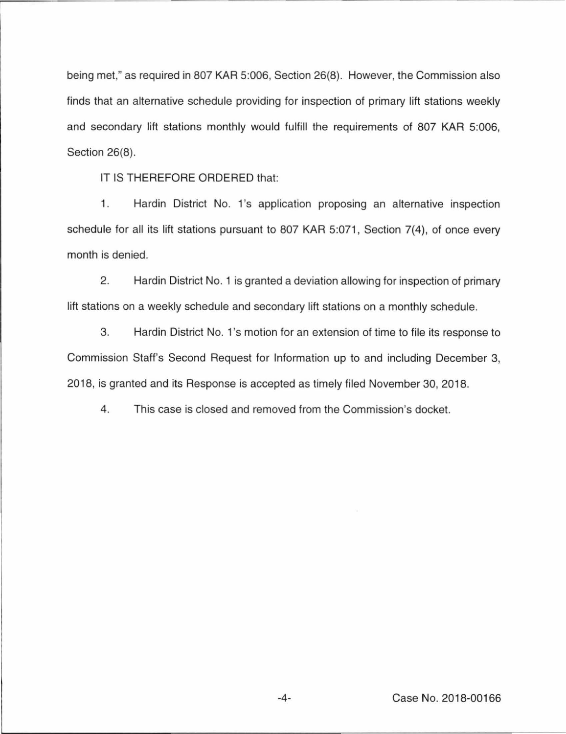being met," as required in 807 KAR 5:006, Section 26(8). However, the Commission also finds that an alternative schedule providing for inspection of primary lift stations weekly and secondary lift stations monthly would fulfill the requirements of 807 KAR 5:006, Section 26(8).

IT IS THEREFORE ORDERED that:

1. Hardin District No. 1's application proposing an alternative inspection schedule for all its lift stations pursuant to 807 KAR 5:071, Section 7(4), of once every month is denied.

2. Hardin District No. 1 is granted a deviation allowing for inspection of primary lift stations on a weekly schedule and secondary lift stations on a monthly schedule.

3. Hardin District No. 1's motion for an extension of time to file its response to Commission Staff's Second Request for Information up to and including December 3, 2018, is granted and its Response is accepted as timely filed November 30, 2018.

4. This case is closed and removed from the Commission's docket.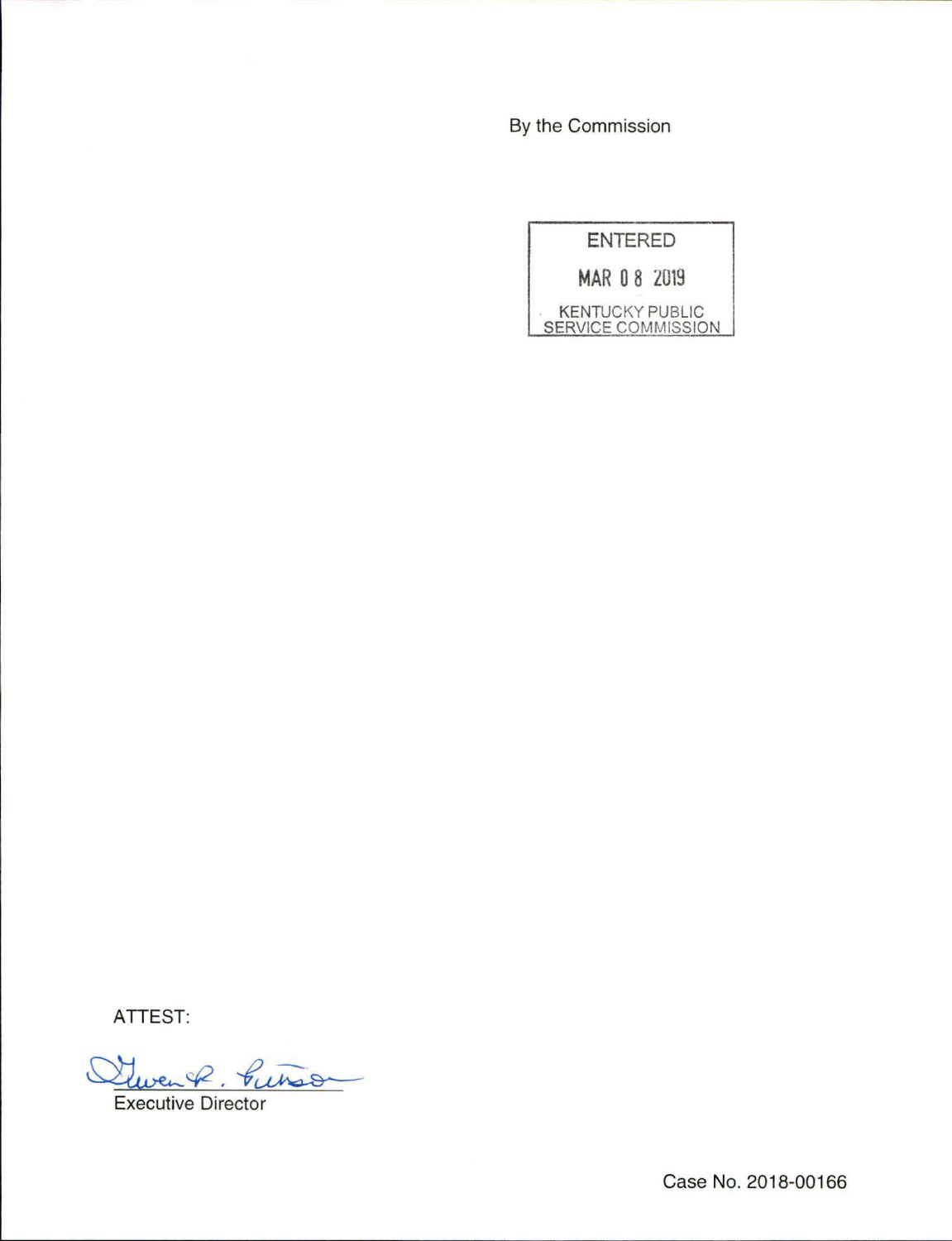By the Commission

ENTERED

MAR 08 2019

KENTUCKY PUBLIC SERVICE COMMISSION

ATTEST:

Gwen R. Pinson

Executive Director

Case No. 2018-00166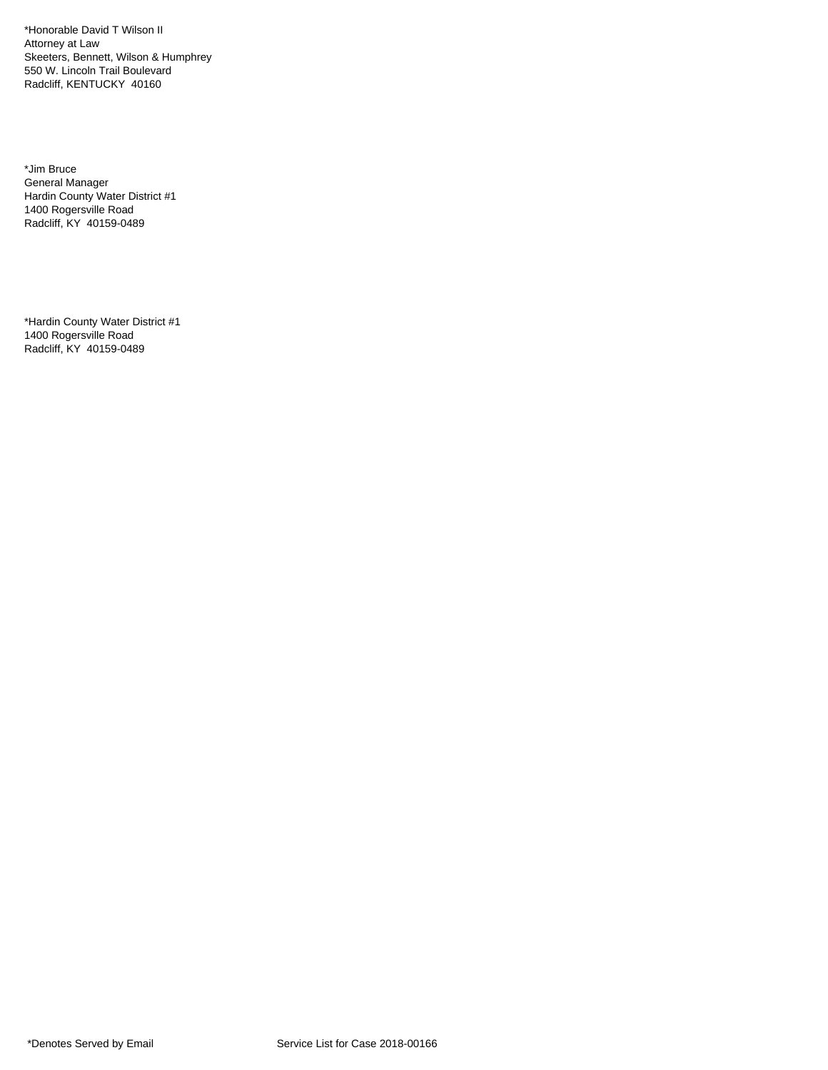*Honorable David T Wilson II
Attorney at Law
Skeeters, Bennett, Wilson & Humphrey
550 W. Lincoln Trail Boulevard
Radcliff, KENTUCKY  40160

*Jim Bruce
General Manager
Hardin County Water District #1
1400 Rogersville Road
Radcliff, KY  40159-0489

*Hardin County Water District #1
1400 Rogersville Road
Radcliff, KY  40159-0489

*Denotes Served by Email

Service List for Case 2018-00166